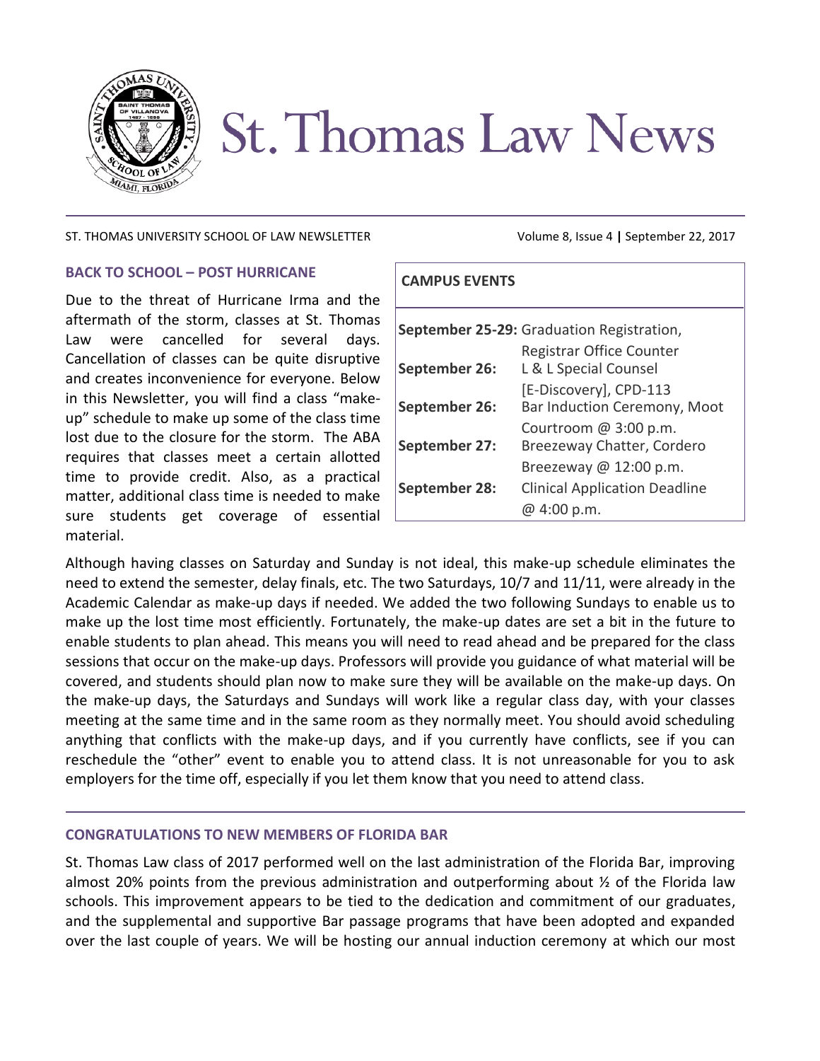# St. Thomas Law News

ST. THOMAS UNIVERSITY SCHOOL OF LAW NEWSLETTER Volume 8, Issue 4 | September 22, 2017

## BACK TO SCHOOL – POST HURRICANE

Due to the threat of Hurricane Irma and the aftermath of the storm, classes at St. Thomas Law were cancelled for several days. Cancellation of classes can be quite disruptive and creates inconvenience for everyone. Below in this Newsletter, you will find a class "make-up" schedule to make up some of the class time lost due to the closure for the storm. The ABA requires that classes meet a certain allotted time to provide credit. Also, as a practical matter, additional class time is needed to make sure students get coverage of essential material.

Although having classes on Saturday and Sunday is not ideal, this make-up schedule eliminates the need to extend the semester, delay finals, etc. The two Saturdays, 10/7 and 11/11, were already in the Academic Calendar as make-up days if needed. We added the two following Sundays to enable us to make up the lost time most efficiently. Fortunately, the make-up dates are set a bit in the future to enable students to plan ahead. This means you will need to read ahead and be prepared for the class sessions that occur on the make-up days. Professors will provide you guidance of what material will be covered, and students should plan now to make sure they will be available on the make-up days. On the make-up days, the Saturdays and Sundays will work like a regular class day, with your classes meeting at the same time and in the same room as they normally meet. You should avoid scheduling anything that conflicts with the make-up days, and if you currently have conflicts, see if you can reschedule the "other" event to enable you to attend class. It is not unreasonable for you to ask employers for the time off, especially if you let them know that you need to attend class.

## CAMPUS EVENTS

| Date | Event |
|---|---|
| **September 25-29:** | Graduation Registration, Registrar Office Counter |
| **September 26:** | L & L Special Counsel [E-Discovery], CPD-113 |
| **September 26:** | Bar Induction Ceremony, Moot Courtroom @ 3:00 p.m. |
| **September 27:** | Breezeway Chatter, Cordero Breezeway @ 12:00 p.m. |
| **September 28:** | Clinical Application Deadline @ 4:00 p.m. |

## CONGRATULATIONS TO NEW MEMBERS OF FLORIDA BAR

St. Thomas Law class of 2017 performed well on the last administration of the Florida Bar, improving almost 20% points from the previous administration and outperforming about ½ of the Florida law schools. This improvement appears to be tied to the dedication and commitment of our graduates, and the supplemental and supportive Bar passage programs that have been adopted and expanded over the last couple of years. We will be hosting our annual induction ceremony at which our most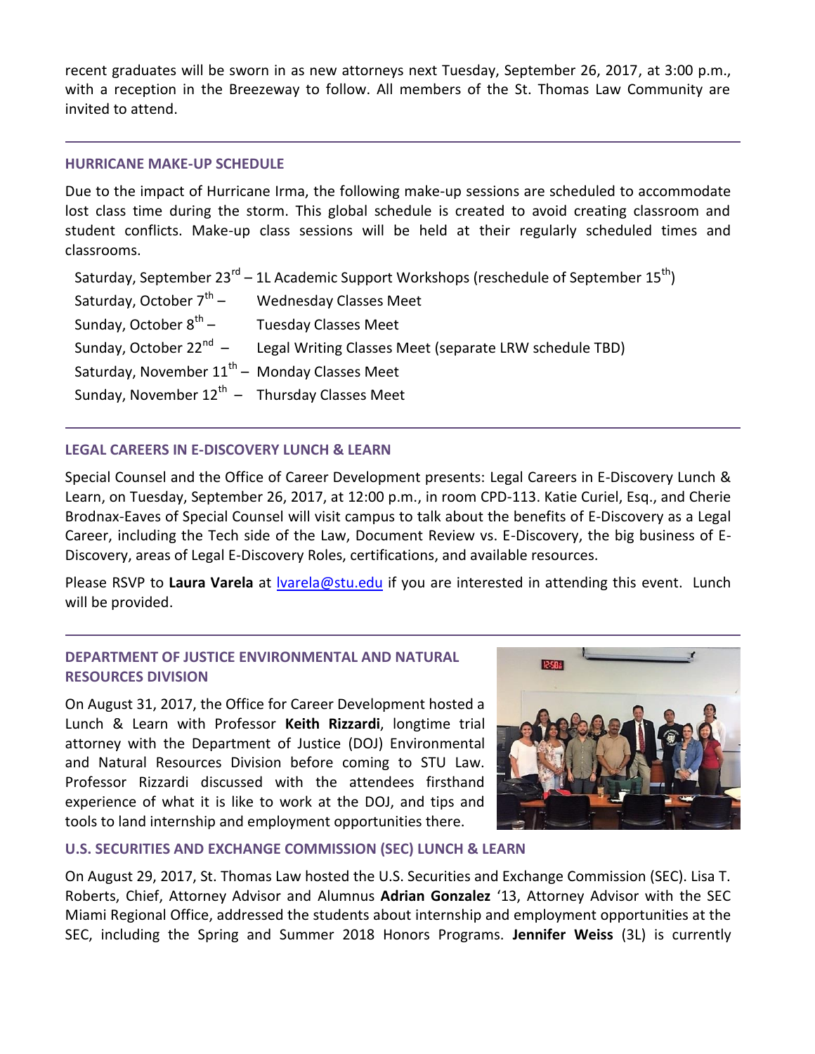recent graduates will be sworn in as new attorneys next Tuesday, September 26, 2017, at 3:00 p.m., with a reception in the Breezeway to follow. All members of the St. Thomas Law Community are invited to attend.

---

### HURRICANE MAKE-UP SCHEDULE

Due to the impact of Hurricane Irma, the following make-up sessions are scheduled to accommodate lost class time during the storm. This global schedule is created to avoid creating classroom and student conflicts. Make-up class sessions will be held at their regularly scheduled times and classrooms.

Saturday, September 23rd – 1L Academic Support Workshops (reschedule of September 15th)
Saturday, October 7th – Wednesday Classes Meet
Sunday, October 8th – Tuesday Classes Meet
Sunday, October 22nd – Legal Writing Classes Meet (separate LRW schedule TBD)
Saturday, November 11th – Monday Classes Meet
Sunday, November 12th – Thursday Classes Meet

---

### LEGAL CAREERS IN E-DISCOVERY LUNCH & LEARN

Special Counsel and the Office of Career Development presents: Legal Careers in E-Discovery Lunch & Learn, on Tuesday, September 26, 2017, at 12:00 p.m., in room CPD-113. Katie Curiel, Esq., and Cherie Brodnax-Eaves of Special Counsel will visit campus to talk about the benefits of E-Discovery as a Legal Career, including the Tech side of the Law, Document Review vs. E-Discovery, the big business of E-Discovery, areas of Legal E-Discovery Roles, certifications, and available resources.

Please RSVP to **Laura Varela** at lvarela@stu.edu if you are interested in attending this event. Lunch will be provided.

---

### DEPARTMENT OF JUSTICE ENVIRONMENTAL AND NATURAL RESOURCES DIVISION

On August 31, 2017, the Office for Career Development hosted a Lunch & Learn with Professor **Keith Rizzardi**, longtime trial attorney with the Department of Justice (DOJ) Environmental and Natural Resources Division before coming to STU Law. Professor Rizzardi discussed with the attendees firsthand experience of what it is like to work at the DOJ, and tips and tools to land internship and employment opportunities there.

### U.S. SECURITIES AND EXCHANGE COMMISSION (SEC) LUNCH & LEARN

On August 29, 2017, St. Thomas Law hosted the U.S. Securities and Exchange Commission (SEC). Lisa T. Roberts, Chief, Attorney Advisor and Alumnus **Adrian Gonzalez** '13, Attorney Advisor with the SEC Miami Regional Office, addressed the students about internship and employment opportunities at the SEC, including the Spring and Summer 2018 Honors Programs. **Jennifer Weiss** (3L) is currently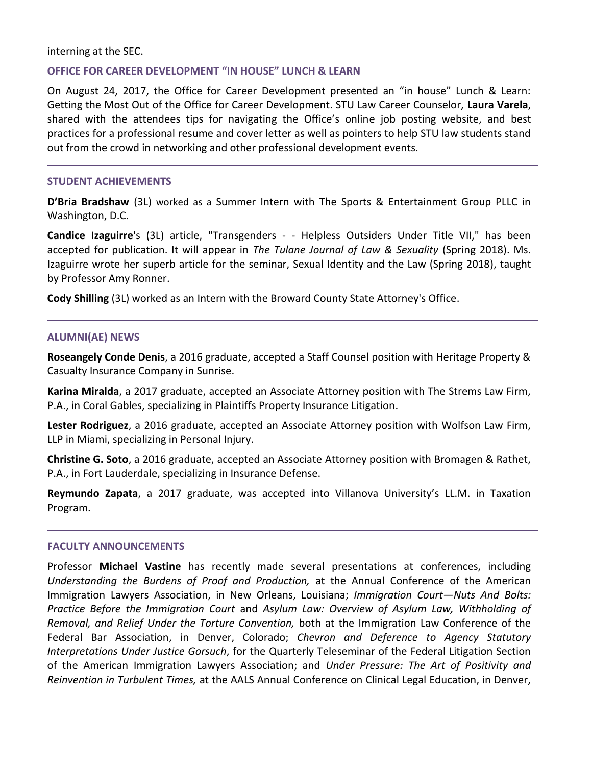interning at the SEC.

### OFFICE FOR CAREER DEVELOPMENT "IN HOUSE" LUNCH & LEARN

On August 24, 2017, the Office for Career Development presented an "in house" Lunch & Learn: Getting the Most Out of the Office for Career Development. STU Law Career Counselor, **Laura Varela**, shared with the attendees tips for navigating the Office's online job posting website, and best practices for a professional resume and cover letter as well as pointers to help STU law students stand out from the crowd in networking and other professional development events.

---

### STUDENT ACHIEVEMENTS

**D'Bria Bradshaw** (3L) worked as a Summer Intern with The Sports & Entertainment Group PLLC in Washington, D.C.

**Candice Izaguirre**'s (3L) article, "Transgenders - - Helpless Outsiders Under Title VII," has been accepted for publication. It will appear in *The Tulane Journal of Law & Sexuality* (Spring 2018). Ms. Izaguirre wrote her superb article for the seminar, Sexual Identity and the Law (Spring 2018), taught by Professor Amy Ronner.

**Cody Shilling** (3L) worked as an Intern with the Broward County State Attorney's Office.

---

### ALUMNI(AE) NEWS

**Roseangely Conde Denis**, a 2016 graduate, accepted a Staff Counsel position with Heritage Property & Casualty Insurance Company in Sunrise.

**Karina Miralda**, a 2017 graduate, accepted an Associate Attorney position with The Strems Law Firm, P.A., in Coral Gables, specializing in Plaintiffs Property Insurance Litigation.

**Lester Rodriguez**, a 2016 graduate, accepted an Associate Attorney position with Wolfson Law Firm, LLP in Miami, specializing in Personal Injury.

**Christine G. Soto**, a 2016 graduate, accepted an Associate Attorney position with Bromagen & Rathet, P.A., in Fort Lauderdale, specializing in Insurance Defense.

**Reymundo Zapata**, a 2017 graduate, was accepted into Villanova University's LL.M. in Taxation Program.

---

### FACULTY ANNOUNCEMENTS

Professor **Michael Vastine** has recently made several presentations at conferences, including *Understanding the Burdens of Proof and Production,* at the Annual Conference of the American Immigration Lawyers Association, in New Orleans, Louisiana; *Immigration Court—Nuts And Bolts: Practice Before the Immigration Court* and *Asylum Law: Overview of Asylum Law, Withholding of Removal, and Relief Under the Torture Convention,* both at the Immigration Law Conference of the Federal Bar Association, in Denver, Colorado; *Chevron and Deference to Agency Statutory Interpretations Under Justice Gorsuch*, for the Quarterly Teleseminar of the Federal Litigation Section of the American Immigration Lawyers Association; and *Under Pressure: The Art of Positivity and Reinvention in Turbulent Times,* at the AALS Annual Conference on Clinical Legal Education, in Denver,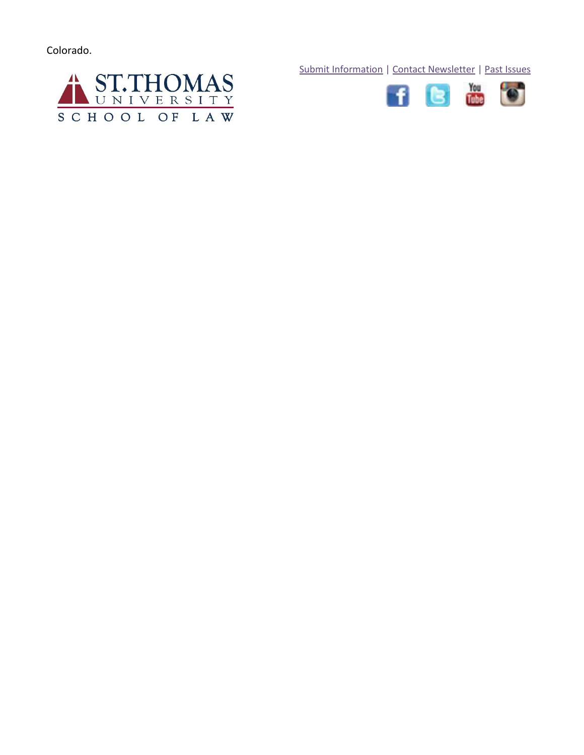Colorado.

ST.THOMAS UNIVERSITY SCHOOL OF LAW

Submit Information | Contact Newsletter | Past Issues